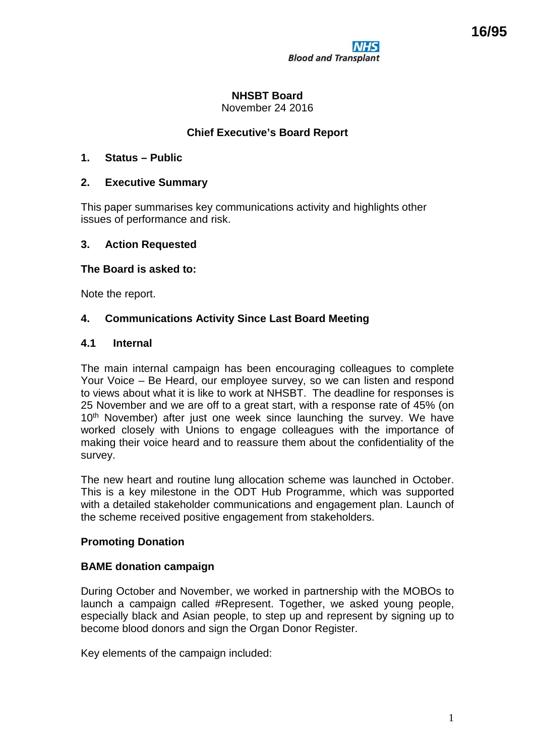16/95

NHS Blood and Transplant

**NHSBT Board**
November 24 2016

**Chief Executive's Board Report**

## 1. Status – Public

## 2. Executive Summary

This paper summarises key communications activity and highlights other issues of performance and risk.

## 3. Action Requested

**The Board is asked to:**

Note the report.

## 4. Communications Activity Since Last Board Meeting

### 4.1 Internal

The main internal campaign has been encouraging colleagues to complete Your Voice – Be Heard, our employee survey, so we can listen and respond to views about what it is like to work at NHSBT. The deadline for responses is 25 November and we are off to a great start, with a response rate of 45% (on 10th November) after just one week since launching the survey. We have worked closely with Unions to engage colleagues with the importance of making their voice heard and to reassure them about the confidentiality of the survey.

The new heart and routine lung allocation scheme was launched in October. This is a key milestone in the ODT Hub Programme, which was supported with a detailed stakeholder communications and engagement plan. Launch of the scheme received positive engagement from stakeholders.

**Promoting Donation**

**BAME donation campaign**

During October and November, we worked in partnership with the MOBOs to launch a campaign called #Represent. Together, we asked young people, especially black and Asian people, to step up and represent by signing up to become blood donors and sign the Organ Donor Register.

Key elements of the campaign included: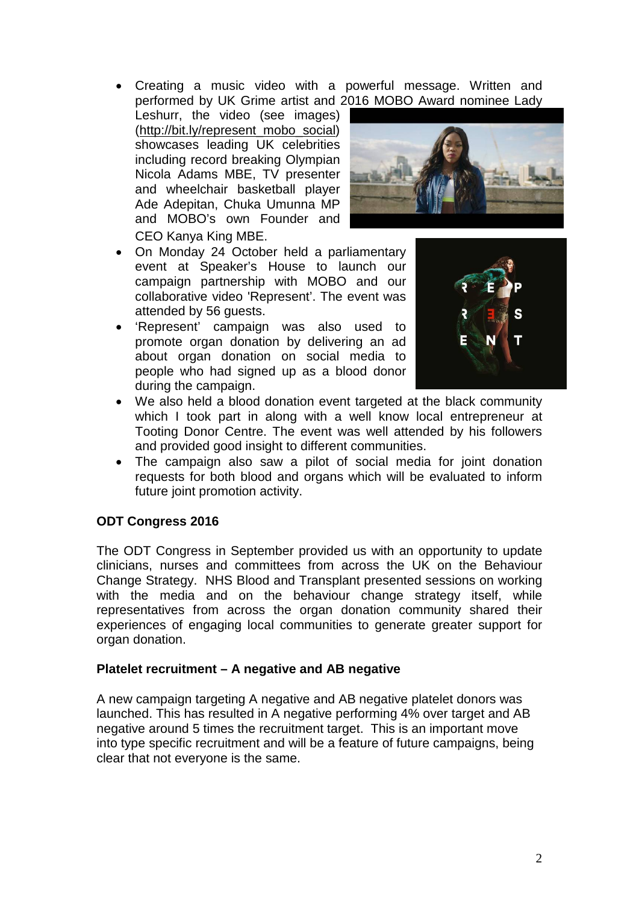- Creating a music video with a powerful message. Written and performed by UK Grime artist and 2016 MOBO Award nominee Lady Leshurr, the video (see images) (http://bit.ly/represent_mobo_social) showcases leading UK celebrities including record breaking Olympian Nicola Adams MBE, TV presenter and wheelchair basketball player Ade Adepitan, Chuka Umunna MP and MOBO's own Founder and CEO Kanya King MBE.
- On Monday 24 October held a parliamentary event at Speaker's House to launch our campaign partnership with MOBO and our collaborative video 'Represent'. The event was attended by 56 guests.
- 'Represent' campaign was also used to promote organ donation by delivering an ad about organ donation on social media to people who had signed up as a blood donor during the campaign.
- We also held a blood donation event targeted at the black community which I took part in along with a well know local entrepreneur at Tooting Donor Centre. The event was well attended by his followers and provided good insight to different communities.
- The campaign also saw a pilot of social media for joint donation requests for both blood and organs which will be evaluated to inform future joint promotion activity.

**ODT Congress 2016**

The ODT Congress in September provided us with an opportunity to update clinicians, nurses and committees from across the UK on the Behaviour Change Strategy. NHS Blood and Transplant presented sessions on working with the media and on the behaviour change strategy itself, while representatives from across the organ donation community shared their experiences of engaging local communities to generate greater support for organ donation.

**Platelet recruitment – A negative and AB negative**

A new campaign targeting A negative and AB negative platelet donors was launched. This has resulted in A negative performing 4% over target and AB negative around 5 times the recruitment target. This is an important move into type specific recruitment and will be a feature of future campaigns, being clear that not everyone is the same.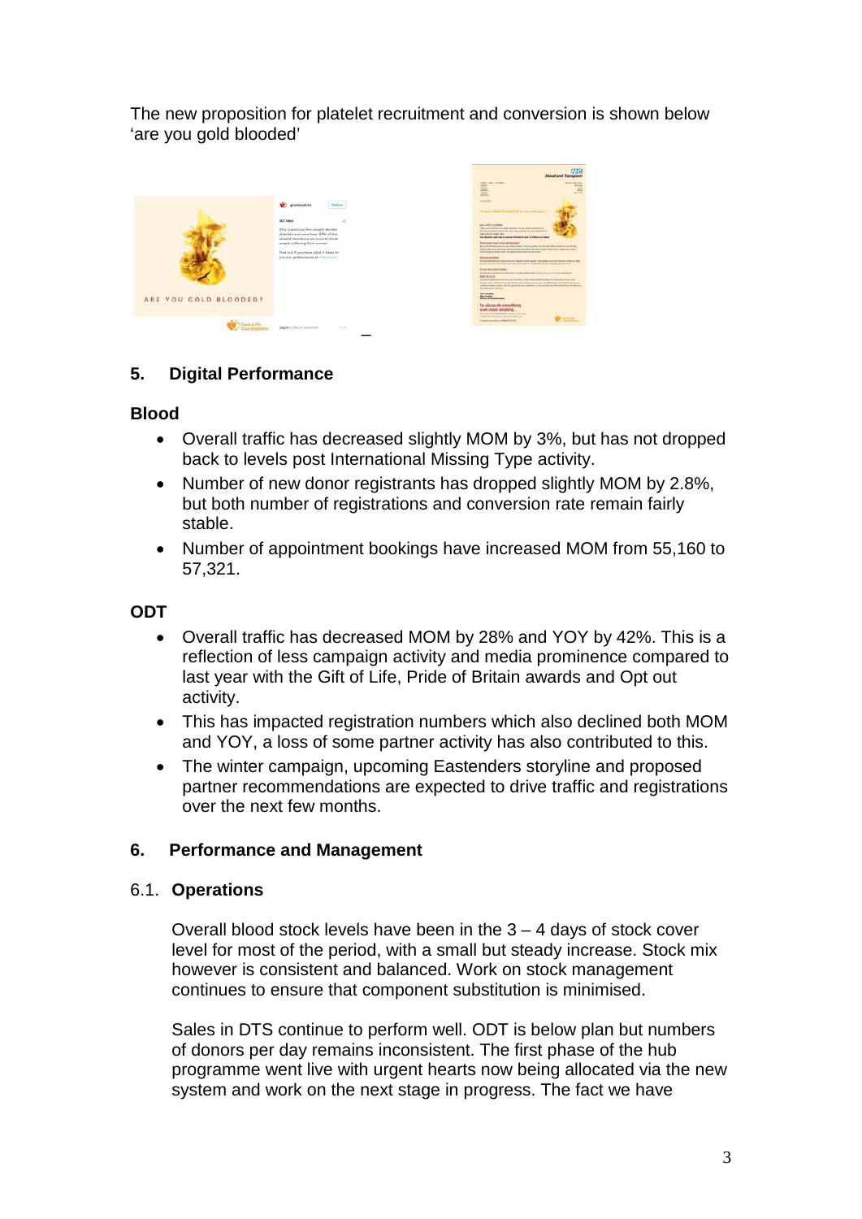The new proposition for platelet recruitment and conversion is shown below 'are you gold blooded'

## 5. Digital Performance

### Blood

- Overall traffic has decreased slightly MOM by 3%, but has not dropped back to levels post International Missing Type activity.
- Number of new donor registrants has dropped slightly MOM by 2.8%, but both number of registrations and conversion rate remain fairly stable.
- Number of appointment bookings have increased MOM from 55,160 to 57,321.

### ODT

- Overall traffic has decreased MOM by 28% and YOY by 42%. This is a reflection of less campaign activity and media prominence compared to last year with the Gift of Life, Pride of Britain awards and Opt out activity.
- This has impacted registration numbers which also declined both MOM and YOY, a loss of some partner activity has also contributed to this.
- The winter campaign, upcoming Eastenders storyline and proposed partner recommendations are expected to drive traffic and registrations over the next few months.

## 6. Performance and Management

### 6.1. Operations

Overall blood stock levels have been in the 3 – 4 days of stock cover level for most of the period, with a small but steady increase. Stock mix however is consistent and balanced. Work on stock management continues to ensure that component substitution is minimised.

Sales in DTS continue to perform well. ODT is below plan but numbers of donors per day remains inconsistent. The first phase of the hub programme went live with urgent hearts now being allocated via the new system and work on the next stage in progress. The fact we have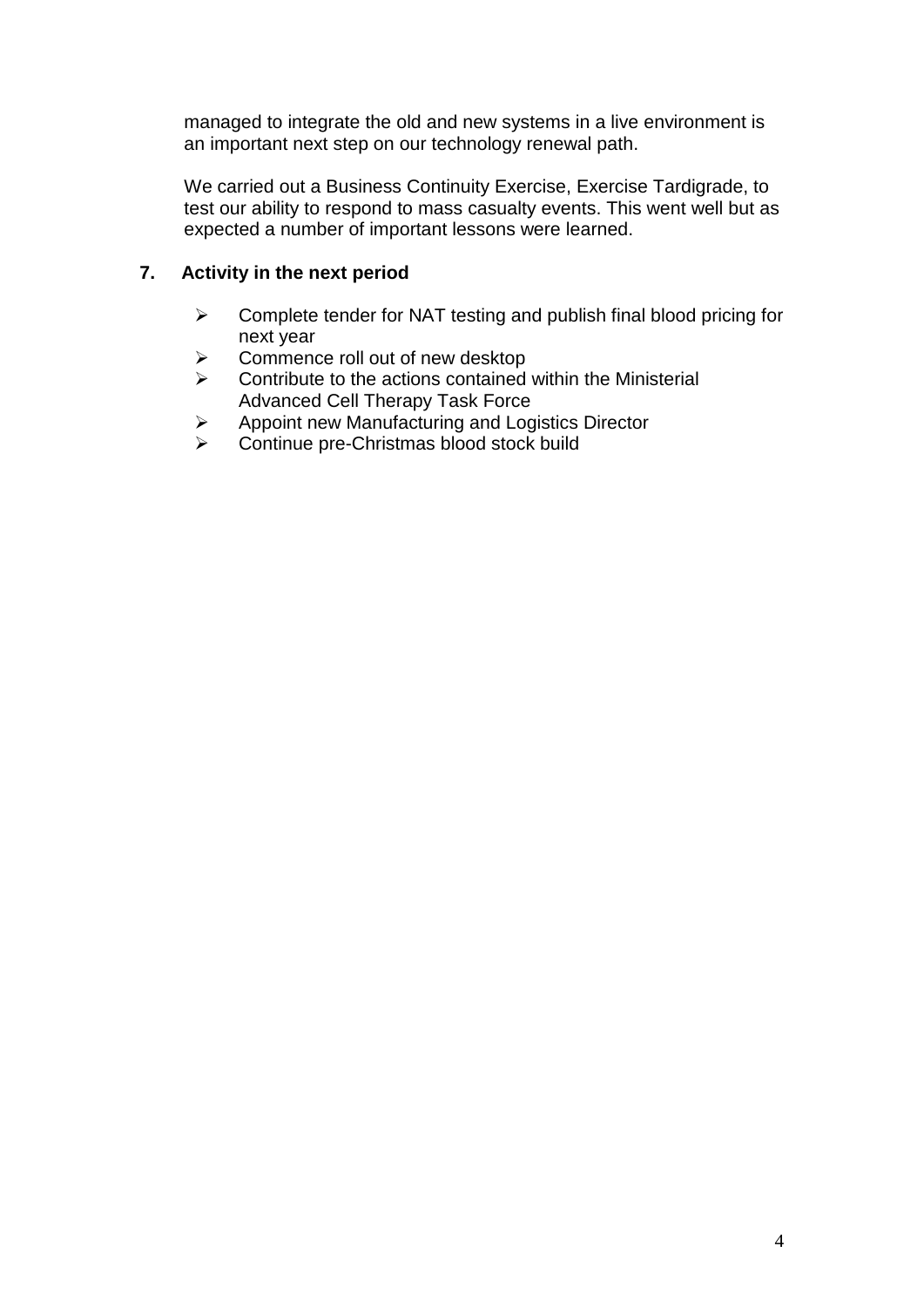managed to integrate the old and new systems in a live environment is an important next step on our technology renewal path.

We carried out a Business Continuity Exercise, Exercise Tardigrade, to test our ability to respond to mass casualty events. This went well but as expected a number of important lessons were learned.

## 7. Activity in the next period

- Complete tender for NAT testing and publish final blood pricing for next year
- Commence roll out of new desktop
- Contribute to the actions contained within the Ministerial Advanced Cell Therapy Task Force
- Appoint new Manufacturing and Logistics Director
- Continue pre-Christmas blood stock build